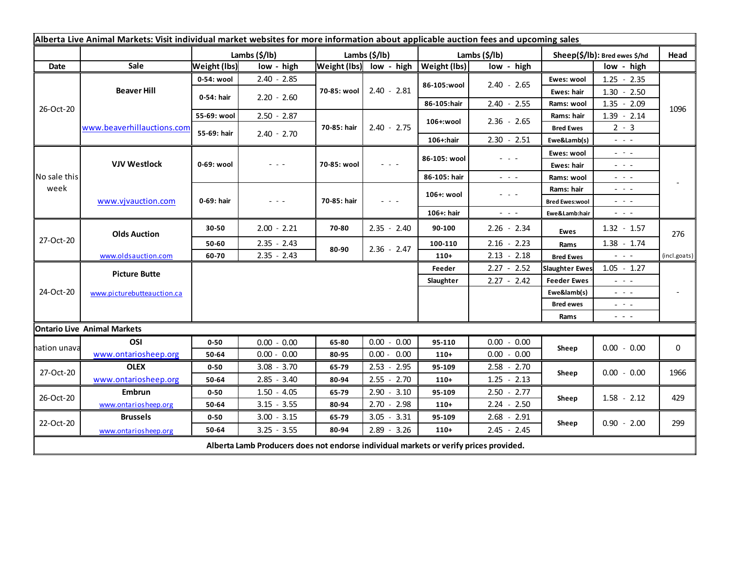**Alberta Live Animal Markets: Visit individual market websites for more information about applicable auction fees and upcoming sales**

| | | Lambs ($/lb) | | Lambs ($/lb) | | Lambs ($/lb) | | Sheep($/lb): Bred ewes $/hd | | Head |
|---|---|---|---|---|---|---|---|---|---|---|
| Date | Sale | Weight (lbs) | low - high | Weight (lbs) | low - high | Weight (lbs) | low - high | | low - high | |
| 26-Oct-20 | Beaver Hill www.beaverhillauctions.com | 0-54: wool | 2.40 - 2.85 | 70-85: wool | 2.40 - 2.81 | 86-105:wool | 2.40 - 2.65 | Ewes: wool | 1.25 - 2.35 | 1096 |
| | | 0-54: hair | 2.20 - 2.60 | | | | | Ewes: hair | 1.30 - 2.50 | |
| | | | | | | 86-105:hair | 2.40 - 2.55 | Rams: wool | 1.35 - 2.09 | |
| | | 55-69: wool | 2.50 - 2.87 | 70-85: hair | 2.40 - 2.75 | 106+:wool | 2.36 - 2.65 | Rams: hair | 1.39 - 2.14 | |
| | | 55-69: hair | 2.40 - 2.70 | | | | | Bred Ewes | 2 - 3 | |
| | | | | | | 106+:hair | 2.30 - 2.51 | Ewe&Lamb(s) | - - - | |
| No sale this week | VJV Westlock www.vjvauction.com | 0-69: wool | - - - | 70-85: wool | - - - | 86-105: wool | - - - | Ewes: wool | - - - | - |
| | | | | | | | | Ewes: hair | - - - | |
| | | | | | | 86-105: hair | - - - | Rams: wool | - - - | |
| | | 0-69: hair | - - - | 70-85: hair | - - - | 106+: wool | - - - | Rams: hair | - - - | |
| | | | | | | | | Bred Ewes:wool | - - - | |
| | | | | | | 106+: hair | - - - | Ewe&Lamb:hair | - - - | |
| 27-Oct-20 | Olds Auction www.oldsauction.com | 30-50 | 2.00 - 2.21 | 70-80 | 2.35 - 2.40 | 90-100 | 2.26 - 2.34 | Ewes | 1.32 - 1.57 | 276 (incl.goats) |
| | | 50-60 | 2.35 - 2.43 | 80-90 | 2.36 - 2.47 | 100-110 | 2.16 - 2.23 | Rams | 1.38 - 1.74 | |
| | | 60-70 | 2.35 - 2.43 | | | 110+ | 2.13 - 2.18 | Bred Ewes | - - - | |
| 24-Oct-20 | Picture Butte www.picturebutteauction.ca | | | | | Feeder | 2.27 - 2.52 | Slaughter Ewes | 1.05 - 1.27 | - |
| | | | | | | Slaughter | 2.27 - 2.42 | Feeder Ewes | - - - | |
| | | | | | | | | Ewe&lamb(s) | - - - | |
| | | | | | | | | Bred ewes | - - - | |
| | | | | | | | | Rams | - - - | |

**Ontario Live Animal Markets**

| Date | Sale | Weight (lbs) | low - high | Weight (lbs) | low - high | Weight (lbs) | low - high | | low - high | Head |
|---|---|---|---|---|---|---|---|---|---|---|
| nation unava | OSI www.ontariosheep.org | 0-50 | 0.00 - 0.00 | 65-80 | 0.00 - 0.00 | 95-110 | 0.00 - 0.00 | Sheep | 0.00 - 0.00 | 0 |
| | | 50-64 | 0.00 - 0.00 | 80-95 | 0.00 - 0.00 | 110+ | 0.00 - 0.00 | | | |
| 27-Oct-20 | OLEX www.ontariosheep.org | 0-50 | 3.08 - 3.70 | 65-79 | 2.53 - 2.95 | 95-109 | 2.58 - 2.70 | Sheep | 0.00 - 0.00 | 1966 |
| | | 50-64 | 2.85 - 3.40 | 80-94 | 2.55 - 2.70 | 110+ | 1.25 - 2.13 | | | |
| 26-Oct-20 | Embrun www.ontariosheep.org | 0-50 | 1.50 - 4.05 | 65-79 | 2.90 - 3.10 | 95-109 | 2.50 - 2.77 | Sheep | 1.58 - 2.12 | 429 |
| | | 50-64 | 3.15 - 3.55 | 80-94 | 2.70 - 2.98 | 110+ | 2.24 - 2.50 | | | |
| 22-Oct-20 | Brussels www.ontariosheep.org | 0-50 | 3.00 - 3.15 | 65-79 | 3.05 - 3.31 | 95-109 | 2.68 - 2.91 | Sheep | 0.90 - 2.00 | 299 |
| | | 50-64 | 3.25 - 3.55 | 80-94 | 2.89 - 3.26 | 110+ | 2.45 - 2.45 | | | |

**Alberta Lamb Producers does not endorse individual markets or verify prices provided.**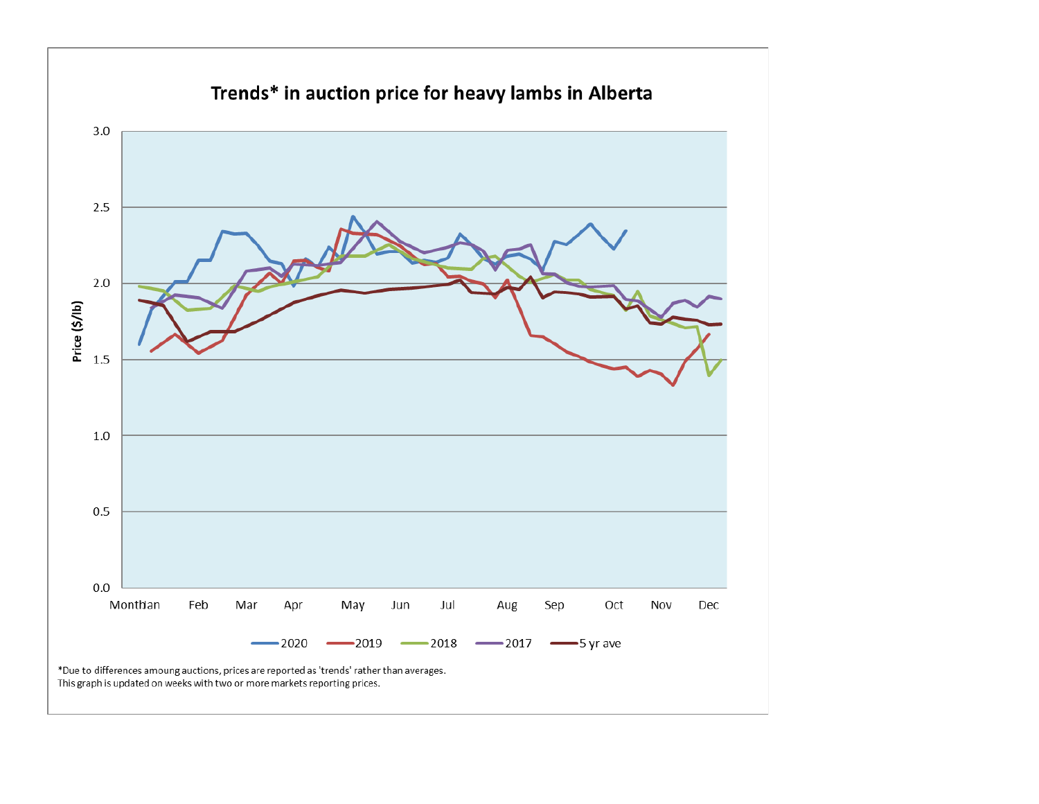## Trends* in auction price for heavy lambs in Alberta

Price ($/lb)

3.0
2.5
2.0
1.5
1.0
0.5
0.0

Month Jan Feb Mar Apr May Jun Jul Aug Sep Oct Nov Dec

2020 2019 2018 2017 5 yr ave

*Due to differences amoung auctions, prices are reported as 'trends' rather than averages.
This graph is updated on weeks with two or more markets reporting prices.